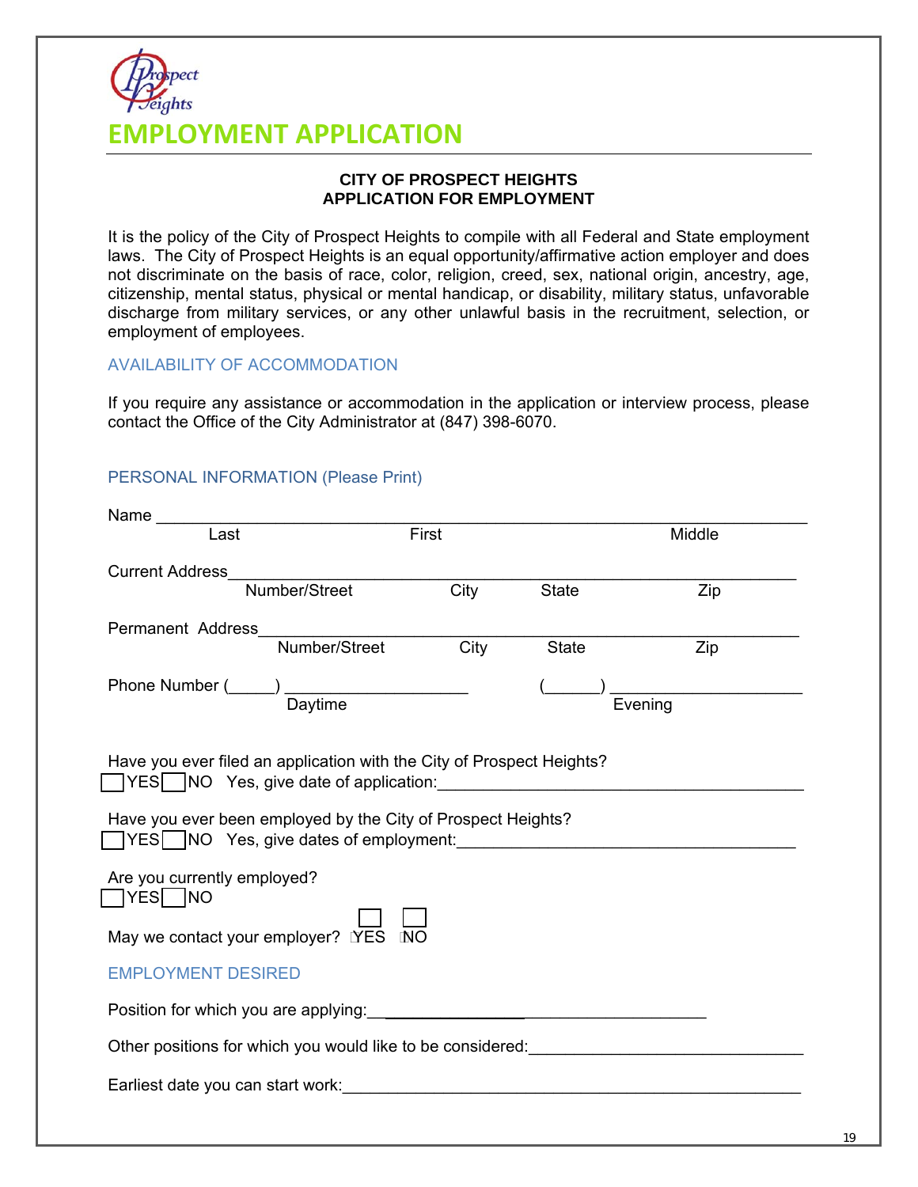# EMPLOYMENT APPLICATION

**CITY OF PROSPECT HEIGHTS**
**APPLICATION FOR EMPLOYMENT**

It is the policy of the City of Prospect Heights to compile with all Federal and State employment laws. The City of Prospect Heights is an equal opportunity/affirmative action employer and does not discriminate on the basis of race, color, religion, creed, sex, national origin, ancestry, age, citizenship, mental status, physical or mental handicap, or disability, military status, unfavorable discharge from military services, or any other unlawful basis in the recruitment, selection, or employment of employees.

## AVAILABILITY OF ACCOMMODATION

If you require any assistance or accommodation in the application or interview process, please contact the Office of the City Administrator at (847) 398-6070.

## PERSONAL INFORMATION (Please Print)

Name ________________________________________________________________
Last First Middle

Current Address________________________________________________________
Number/Street City State Zip

Permanent Address______________________________________________________
Number/Street City State Zip

Phone Number (_____) ____________________ (______) _____________________
Daytime Evening

Have you ever filed an application with the City of Prospect Heights?
☐ YES ☐ NO Yes, give date of application:________________________________________

Have you ever been employed by the City of Prospect Heights?
☐ YES ☐ NO Yes, give dates of employment:____________________________________

Are you currently employed?
☐ YES ☐ NO

May we contact your employer? ☐ YES ☐ NO

## EMPLOYMENT DESIRED

Position for which you are applying:_____________________________________

Other positions for which you would like to be considered:______________________________

Earliest date you can start work:__________________________________________________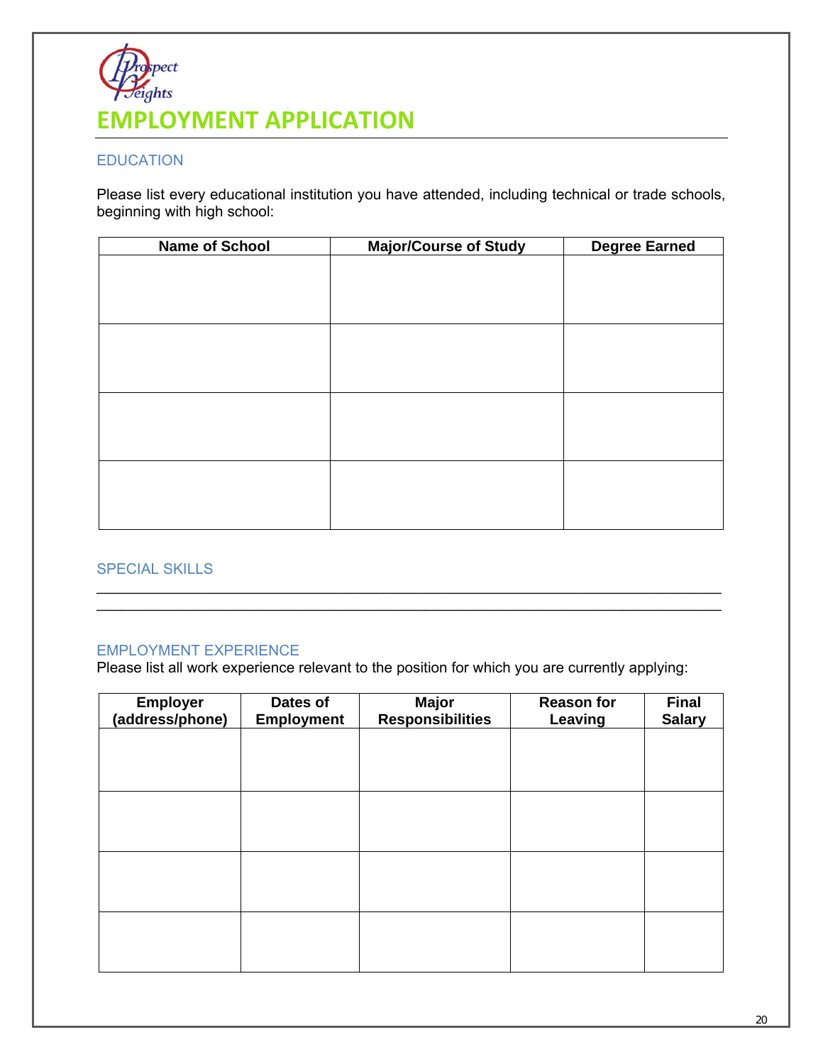Prospect Heights

# EMPLOYMENT APPLICATION

## EDUCATION

Please list every educational institution you have attended, including technical or trade schools, beginning with high school:

| Name of School | Major/Course of Study | Degree Earned |
|---|---|---|
| | | |
| | | |
| | | |
| | | |

## SPECIAL SKILLS

\_\_\_\_\_\_\_\_\_\_\_\_\_\_\_\_\_\_\_\_\_\_\_\_\_\_\_\_\_\_\_\_\_\_\_\_\_\_\_\_\_\_\_\_\_\_\_\_\_\_\_\_\_\_\_\_\_\_\_\_\_\_\_\_\_\_\_\_\_\_\_\_

\_\_\_\_\_\_\_\_\_\_\_\_\_\_\_\_\_\_\_\_\_\_\_\_\_\_\_\_\_\_\_\_\_\_\_\_\_\_\_\_\_\_\_\_\_\_\_\_\_\_\_\_\_\_\_\_\_\_\_\_\_\_\_\_\_\_\_\_\_\_\_\_

## EMPLOYMENT EXPERIENCE

Please list all work experience relevant to the position for which you are currently applying:

| Employer (address/phone) | Dates of Employment | Major Responsibilities | Reason for Leaving | Final Salary |
|---|---|---|---|---|
| | | | | |
| | | | | |
| | | | | |
| | | | | |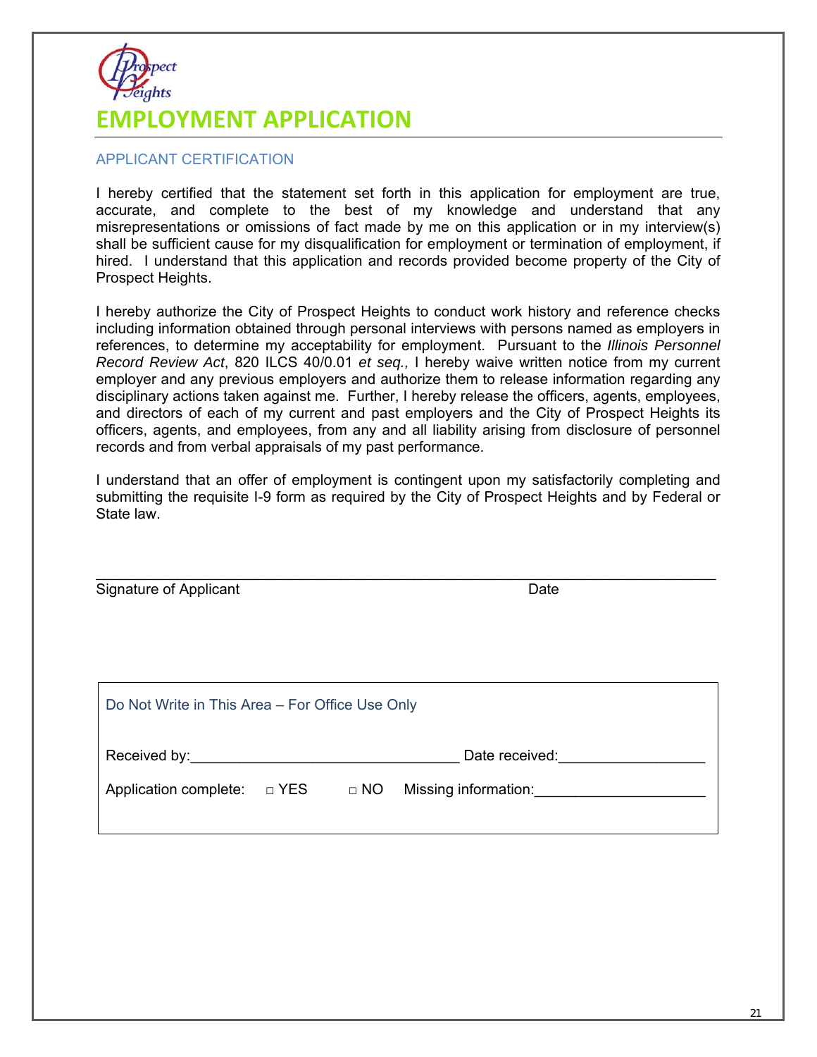# EMPLOYMENT APPLICATION

## APPLICANT CERTIFICATION

I hereby certified that the statement set forth in this application for employment are true, accurate, and complete to the best of my knowledge and understand that any misrepresentations or omissions of fact made by me on this application or in my interview(s) shall be sufficient cause for my disqualification for employment or termination of employment, if hired. I understand that this application and records provided become property of the City of Prospect Heights.

I hereby authorize the City of Prospect Heights to conduct work history and reference checks including information obtained through personal interviews with persons named as employers in references, to determine my acceptability for employment. Pursuant to the *Illinois Personnel Record Review Act*, 820 ILCS 40/0.01 *et seq.,* I hereby waive written notice from my current employer and any previous employers and authorize them to release information regarding any disciplinary actions taken against me. Further, I hereby release the officers, agents, employees, and directors of each of my current and past employers and the City of Prospect Heights its officers, agents, and employees, from any and all liability arising from disclosure of personnel records and from verbal appraisals of my past performance.

I understand that an offer of employment is contingent upon my satisfactorily completing and submitting the requisite I-9 form as required by the City of Prospect Heights and by Federal or State law.

_______________________________________________________________________________

Signature of Applicant                                                                 Date

---

Do Not Write in This Area – For Office Use Only

Received by:________________________________ Date received:_________________

Application complete: □ YES □ NO Missing information:____________________